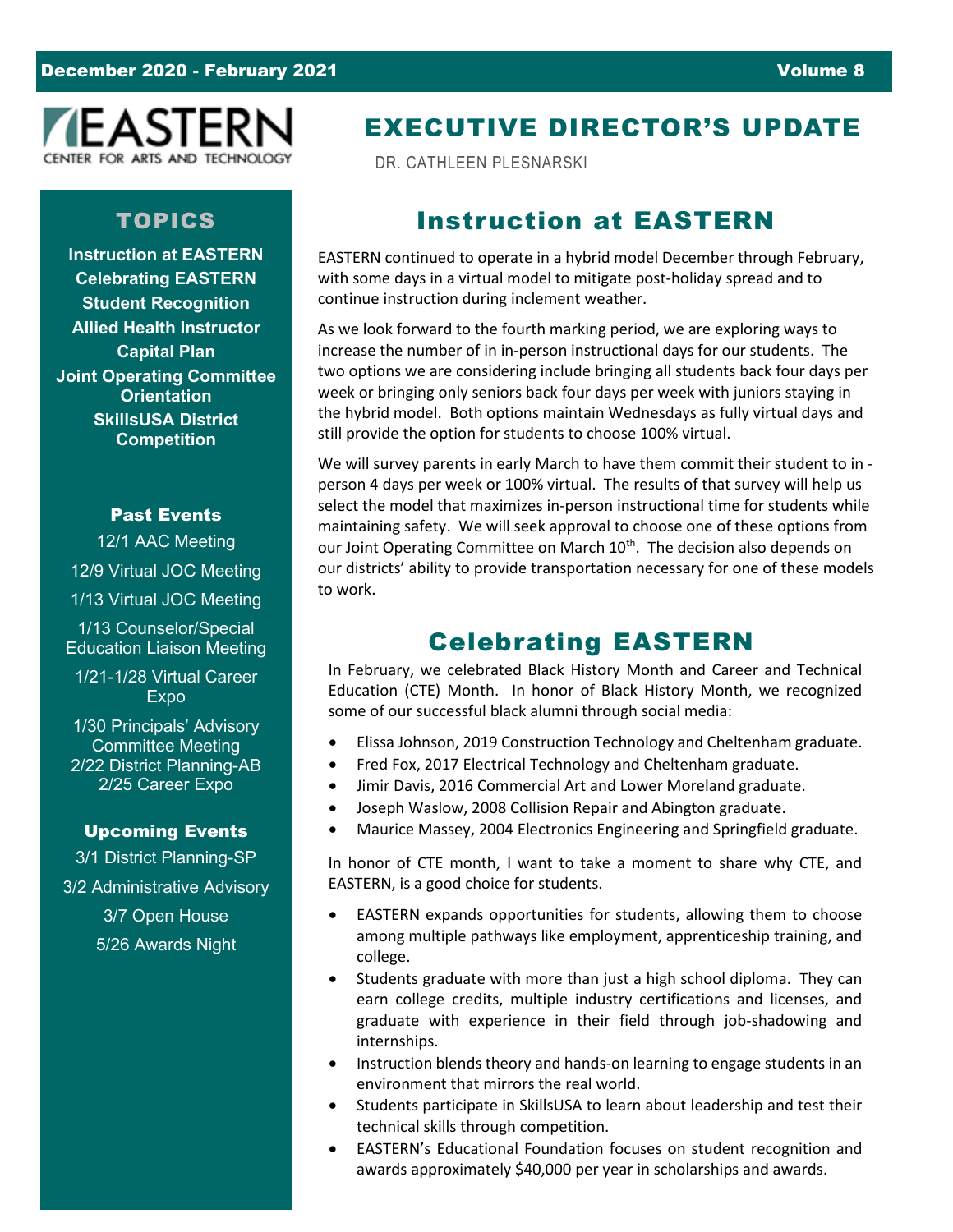December 2020 - February 2021 | Volume 8

EASTERN
CENTER FOR ARTS AND TECHNOLOGY

# EXECUTIVE DIRECTOR'S UPDATE

DR. CATHLEEN PLESNARSKI

## TOPICS

**Instruction at EASTERN**
**Celebrating EASTERN**
**Student Recognition**
**Allied Health Instructor**
**Capital Plan**
**Joint Operating Committee Orientation**
**SkillsUSA District Competition**

### Past Events

12/1 AAC Meeting

12/9 Virtual JOC Meeting

1/13 Virtual JOC Meeting

1/13 Counselor/Special Education Liaison Meeting

1/21-1/28 Virtual Career Expo

1/30 Principals' Advisory Committee Meeting
2/22 District Planning-AB
2/25 Career Expo

### Upcoming Events

3/1 District Planning-SP

3/2 Administrative Advisory

3/7 Open House

5/26 Awards Night

## Instruction at EASTERN

EASTERN continued to operate in a hybrid model December through February, with some days in a virtual model to mitigate post-holiday spread and to continue instruction during inclement weather.

As we look forward to the fourth marking period, we are exploring ways to increase the number of in in-person instructional days for our students. The two options we are considering include bringing all students back four days per week or bringing only seniors back four days per week with juniors staying in the hybrid model. Both options maintain Wednesdays as fully virtual days and still provide the option for students to choose 100% virtual.

We will survey parents in early March to have them commit their student to in - person 4 days per week or 100% virtual. The results of that survey will help us select the model that maximizes in-person instructional time for students while maintaining safety. We will seek approval to choose one of these options from our Joint Operating Committee on March 10th. The decision also depends on our districts' ability to provide transportation necessary for one of these models to work.

## Celebrating EASTERN

In February, we celebrated Black History Month and Career and Technical Education (CTE) Month. In honor of Black History Month, we recognized some of our successful black alumni through social media:

- Elissa Johnson, 2019 Construction Technology and Cheltenham graduate.
- Fred Fox, 2017 Electrical Technology and Cheltenham graduate.
- Jimir Davis, 2016 Commercial Art and Lower Moreland graduate.
- Joseph Waslow, 2008 Collision Repair and Abington graduate.
- Maurice Massey, 2004 Electronics Engineering and Springfield graduate.

In honor of CTE month, I want to take a moment to share why CTE, and EASTERN, is a good choice for students.

- EASTERN expands opportunities for students, allowing them to choose among multiple pathways like employment, apprenticeship training, and college.
- Students graduate with more than just a high school diploma. They can earn college credits, multiple industry certifications and licenses, and graduate with experience in their field through job-shadowing and internships.
- Instruction blends theory and hands-on learning to engage students in an environment that mirrors the real world.
- Students participate in SkillsUSA to learn about leadership and test their technical skills through competition.
- EASTERN's Educational Foundation focuses on student recognition and awards approximately $40,000 per year in scholarships and awards.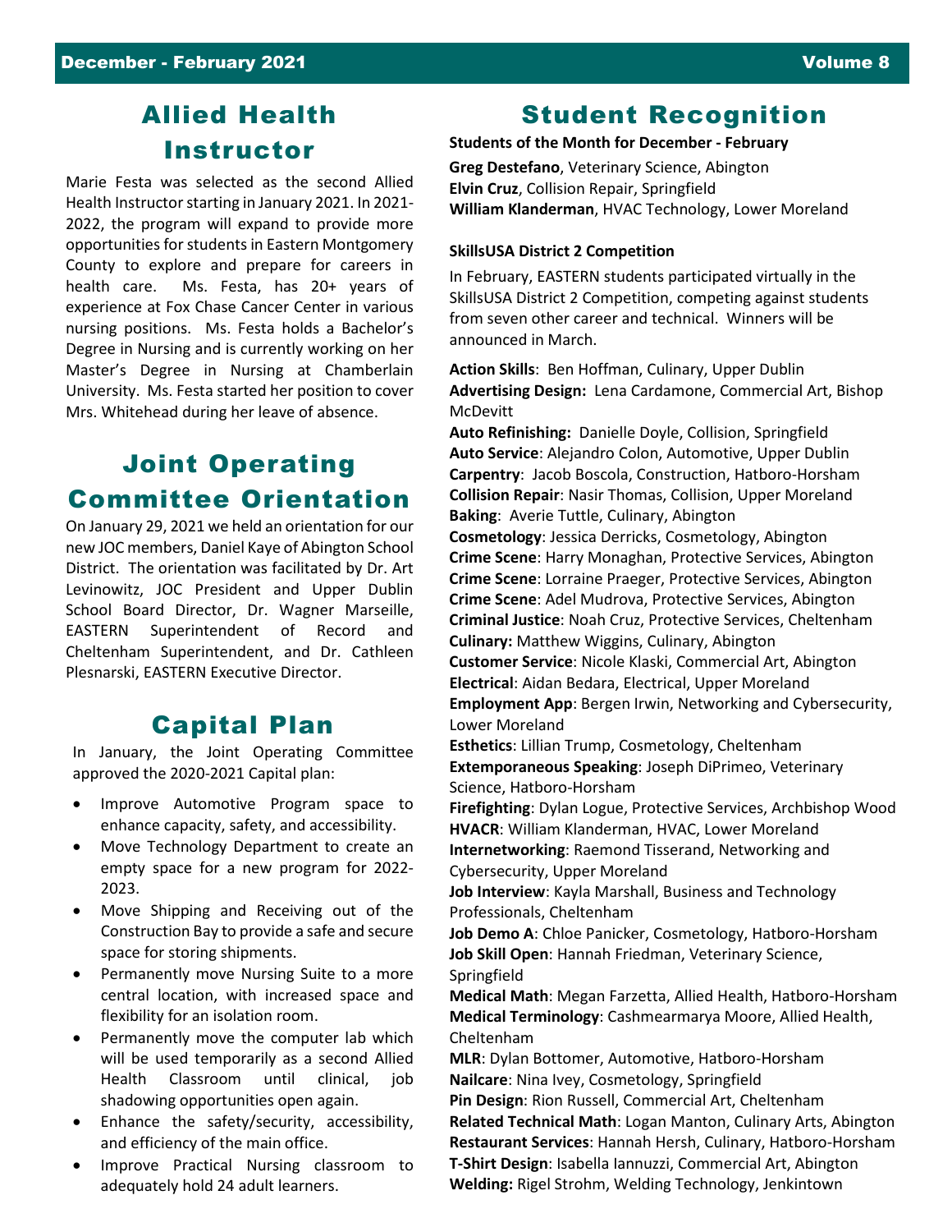## Allied Health Instructor

Marie Festa was selected as the second Allied Health Instructor starting in January 2021. In 2021-2022, the program will expand to provide more opportunities for students in Eastern Montgomery County to explore and prepare for careers in health care. Ms. Festa, has 20+ years of experience at Fox Chase Cancer Center in various nursing positions. Ms. Festa holds a Bachelor's Degree in Nursing and is currently working on her Master's Degree in Nursing at Chamberlain University. Ms. Festa started her position to cover Mrs. Whitehead during her leave of absence.

## Joint Operating Committee Orientation

On January 29, 2021 we held an orientation for our new JOC members, Daniel Kaye of Abington School District. The orientation was facilitated by Dr. Art Levinowitz, JOC President and Upper Dublin School Board Director, Dr. Wagner Marseille, EASTERN Superintendent of Record and Cheltenham Superintendent, and Dr. Cathleen Plesnarski, EASTERN Executive Director.

## Capital Plan

In January, the Joint Operating Committee approved the 2020-2021 Capital plan:

- Improve Automotive Program space to enhance capacity, safety, and accessibility.
- Move Technology Department to create an empty space for a new program for 2022-2023.
- Move Shipping and Receiving out of the Construction Bay to provide a safe and secure space for storing shipments.
- Permanently move Nursing Suite to a more central location, with increased space and flexibility for an isolation room.
- Permanently move the computer lab which will be used temporarily as a second Allied Health Classroom until clinical, job shadowing opportunities open again.
- Enhance the safety/security, accessibility, and efficiency of the main office.
- Improve Practical Nursing classroom to adequately hold 24 adult learners.

## Student Recognition

**Students of the Month for December - February**

**Greg Destefano**, Veterinary Science, Abington
**Elvin Cruz**, Collision Repair, Springfield
**William Klanderman**, HVAC Technology, Lower Moreland

**SkillsUSA District 2 Competition**

In February, EASTERN students participated virtually in the SkillsUSA District 2 Competition, competing against students from seven other career and technical. Winners will be announced in March.

**Action Skills**: Ben Hoffman, Culinary, Upper Dublin
**Advertising Design:** Lena Cardamone, Commercial Art, Bishop McDevitt
**Auto Refinishing:** Danielle Doyle, Collision, Springfield
**Auto Service**: Alejandro Colon, Automotive, Upper Dublin
**Carpentry**: Jacob Boscola, Construction, Hatboro-Horsham
**Collision Repair**: Nasir Thomas, Collision, Upper Moreland
**Baking**: Averie Tuttle, Culinary, Abington
**Cosmetology**: Jessica Derricks, Cosmetology, Abington
**Crime Scene**: Harry Monaghan, Protective Services, Abington
**Crime Scene**: Lorraine Praeger, Protective Services, Abington
**Crime Scene**: Adel Mudrova, Protective Services, Abington
**Criminal Justice**: Noah Cruz, Protective Services, Cheltenham
**Culinary:** Matthew Wiggins, Culinary, Abington
**Customer Service**: Nicole Klaski, Commercial Art, Abington
**Electrical**: Aidan Bedara, Electrical, Upper Moreland
**Employment App**: Bergen Irwin, Networking and Cybersecurity, Lower Moreland
**Esthetics**: Lillian Trump, Cosmetology, Cheltenham
**Extemporaneous Speaking**: Joseph DiPrimeo, Veterinary Science, Hatboro-Horsham
**Firefighting**: Dylan Logue, Protective Services, Archbishop Wood
**HVACR**: William Klanderman, HVAC, Lower Moreland
**Internetworking**: Raemond Tisserand, Networking and Cybersecurity, Upper Moreland
**Job Interview**: Kayla Marshall, Business and Technology Professionals, Cheltenham
**Job Demo A**: Chloe Panicker, Cosmetology, Hatboro-Horsham
**Job Skill Open**: Hannah Friedman, Veterinary Science, Springfield
**Medical Math**: Megan Farzetta, Allied Health, Hatboro-Horsham
**Medical Terminology**: Cashmearmarya Moore, Allied Health, Cheltenham
**MLR**: Dylan Bottomer, Automotive, Hatboro-Horsham
**Nailcare**: Nina Ivey, Cosmetology, Springfield
**Pin Design**: Rion Russell, Commercial Art, Cheltenham
**Related Technical Math**: Logan Manton, Culinary Arts, Abington
**Restaurant Services**: Hannah Hersh, Culinary, Hatboro-Horsham
**T-Shirt Design**: Isabella Iannuzzi, Commercial Art, Abington
**Welding:** Rigel Strohm, Welding Technology, Jenkintown